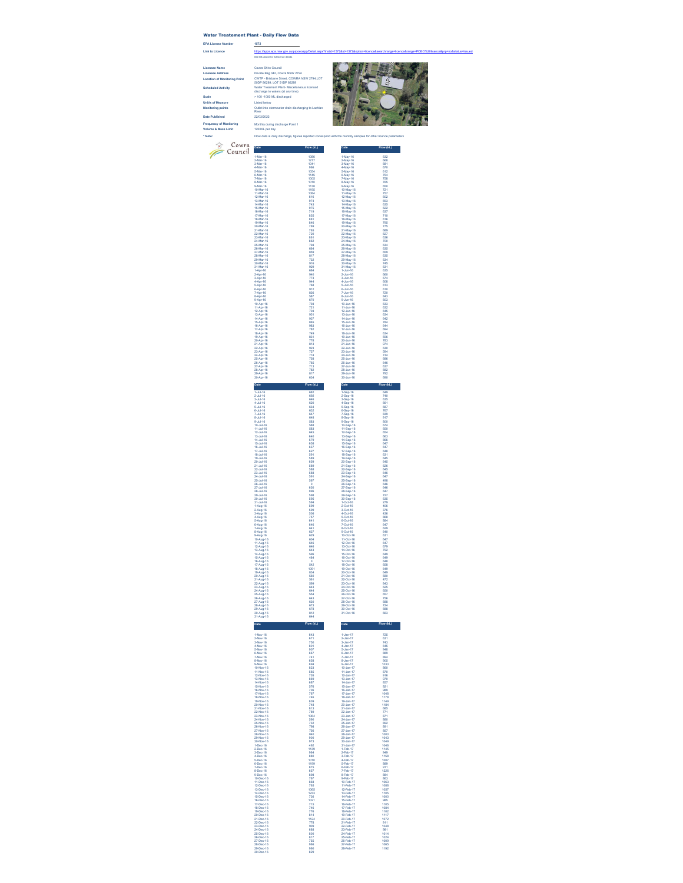# Water Treatement Plant - Daily Flow Data

**EPA License Number** 1572

**Link to Licence** https://app.epa.nsw.gov.au/prpoeoapp/Detail.aspx?instid=1572&id=1572&option=licence&searchrange=licence&range=POEO%20licence&prp=no&status=Issued

See link above for full licence details

**Licensee Name** Cowra Shire Council

**Licensee Address** Private Bag 342, Cowra NSW 2794

**Location of Monitoring Point** CWTP - Brisbane Street, COWRA NSW 2794,LOT 5DP 66289, LOT 51DP 66289

**Scheduled Activity** Water Treatment Plant- Miscellaneous licenced discharge to waters (at any time)

**Scale** > 100 -1000 ML discharged

**Units of Measure** Listed below

**Monitoring points** Outlet into stormwater drain discharging to Lachlan River

**Date Published** 22/03/2022

**Frequency of Monitoring** Monthly during discharge Point 1

**Volume & Mass Limit** 120/KL per day

*** Note:** Flow data is daily discharge, figures reported correspond with the monthly samples for other licence parameters

Cowra Council

| Date | Flow (kL) | Date | Flow (kL) |
|---|---|---|---|
| 1-Mar-16 | 1086 | 1-May-16 | 632 |
| 2-Mar-16 | 1217 | 2-May-16 | 668 |
| 3-Mar-16 | 1041 | 3-May-16 | 681 |
| 4-Mar-16 | 966 | 4-May-16 | 670 |
| 5-Mar-16 | 1054 | 5-May-16 | 612 |
| 6-Mar-16 | 1145 | 6-May-16 | 754 |
| 7-Mar-16 | 1005 | 7-May-16 | 758 |
| 8-Mar-16 | 1010 | 8-May-16 | 765 |
| 9-Mar-16 | 1138 | 9-May-16 | 650 |
| 10-Mar-16 | 1195 | 10-May-16 | 721 |
| 11-Mar-16 | 1084 | 11-May-16 | 757 |
| 12-Mar-16 | 616 | 12-May-16 | 602 |
| 13-Mar-16 | 874 | 13-May-16 | 693 |
| 14-Mar-16 | 743 | 14-May-16 | 635 |
| 15-Mar-16 | 975 | 15-May-16 | 622 |
| 16-Mar-16 | 719 | 16-May-16 | 637 |
| 17-Mar-16 | 855 | 17-May-16 | 710 |
| 18-Mar-16 | 881 | 18-May-16 | 616 |
| 19-Mar-16 | 846 | 19-May-16 | 795 |
| 20-Mar-16 | 769 | 20-May-16 | 775 |
| 21-Mar-16 | 765 | 21-May-16 | 669 |
| 22-Mar-16 | 720 | 22-May-16 | 627 |
| 23-Mar-16 | 861 | 23-May-16 | 636 |
| 24-Mar-16 | 862 | 24-May-16 | 700 |
| 25-Mar-16 | 794 | 25-May-16 | 634 |
| 26-Mar-16 | 864 | 26-May-16 | 635 |
| 27-Mar-16 | 859 | 27-May-16 | 659 |
| 28-Mar-16 | 817 | 28-May-16 | 635 |
| 29-Mar-16 | 732 | 29-May-16 | 634 |
| 30-Mar-16 | 916 | 30-May-16 | 745 |
| 31-Mar-16 | 929 | 31-May-16 | 631 |
| 1-Apr-16 | 684 | 1-Jun-16 | 635 |
| 2-Apr-16 | 940 | 2-Jun-16 | 660 |
| 3-Apr-16 | 773 | 3-Jun-16 | 674 |
| 4-Apr-16 | 944 | 4-Jun-16 | 608 |
| 5-Apr-16 | 788 | 5-Jun-16 | 613 |
| 6-Apr-16 | 912 | 6-Jun-16 | 610 |
| 7-Apr-16 | 806 | 7-Jun-16 | 720 |
| 8-Apr-16 | 587 | 8-Jun-16 | 643 |
| 9-Apr-16 | 675 | 9-Jun-16 | 663 |
| 10-Apr-16 | 783 | 10-Jun-16 | 633 |
| 11-Apr-16 | 721 | 11-Jun-16 | 632 |
| 12-Apr-16 | 704 | 12-Jun-16 | 645 |
| 13-Apr-16 | 951 | 13-Jun-16 | 634 |
| 14-Apr-16 | 927 | 14-Jun-16 | 642 |
| 15-Apr-16 | 865 | 15-Jun-16 | 784 |
| 16-Apr-16 | 983 | 16-Jun-16 | 644 |
| 17-Apr-16 | 782 | 17-Jun-16 | 684 |
| 18-Apr-16 | 749 | 18-Jun-16 | 634 |
| 19-Apr-16 | 831 | 19-Jun-16 | 566 |
| 20-Apr-16 | 778 | 20-Jun-16 | 783 |
| 21-Apr-16 | 813 | 21-Jun-16 | 974 |
| 22-Apr-16 | 923 | 22-Jun-16 | 630 |
| 23-Apr-16 | 727 | 23-Jun-16 | 594 |
| 24-Apr-16 | 774 | 24-Jun-16 | 734 |
| 25-Apr-16 | 758 | 25-Jun-16 | 666 |
| 26-Apr-16 | 765 | 26-Jun-16 | 646 |
| 27-Apr-16 | 713 | 27-Jun-16 | 637 |
| 28-Apr-16 | 782 | 28-Jun-16 | 682 |
| 29-Apr-16 | 817 | 29-Jun-16 | 792 |
| 30-Apr-16 | 634 | 30-Jun-16 | 680 |

| Date | Flow (kL) | Date | Flow (kL) |
|---|---|---|---|
| 1-Jul-16 | 682 | 1-Sep-16 | 649 |
| 2-Jul-16 | 692 | 2-Sep-16 | 740 |
| 3-Jul-16 | 646 | 3-Sep-16 | 635 |
| 4-Jul-16 | 620 | 4-Sep-16 | 661 |
| 5-Jul-16 | 634 | 5-Sep-16 | 687 |
| 6-Jul-16 | 632 | 6-Sep-16 | 767 |
| 7-Jul-16 | 647 | 7-Sep-16 | 839 |
| 8-Jul-16 | 649 | 8-Sep-16 | 917 |
| 9-Jul-16 | 583 | 9-Sep-16 | 800 |
| 10-Jul-16 | 588 | 10-Sep-16 | 674 |
| 11-Jul-16 | 393 | 11-Sep-16 | 655 |
| 12-Jul-16 | 645 | 12-Sep-16 | 654 |
| 13-Jul-16 | 640 | 13-Sep-16 | 663 |
| 14-Jul-16 | 579 | 14-Sep-16 | 656 |
| 15-Jul-16 | 658 | 15-Sep-16 | 647 |
| 16-Jul-16 | 637 | 16-Sep-16 | 647 |
| 17-Jul-16 | 627 | 17-Sep-16 | 649 |
| 18-Jul-16 | 591 | 18-Sep-16 | 631 |
| 19-Jul-16 | 589 | 19-Sep-16 | 645 |
| 20-Jul-16 | 639 | 20-Sep-16 | 645 |
| 21-Jul-16 | 589 | 21-Sep-16 | 626 |
| 22-Jul-16 | 588 | 22-Sep-16 | 645 |
| 23-Jul-16 | 588 | 23-Sep-16 | 646 |
| 24-Jul-16 | 591 | 24-Sep-16 | 647 |
| 25-Jul-16 | 567 | 25-Sep-16 | 498 |
| 26-Jul-16 | 0 | 26-Sep-16 | 649 |
| 27-Jul-16 | 650 | 27-Sep-16 | 649 |
| 28-Jul-16 | 996 | 28-Sep-16 | 647 |
| 29-Jul-16 | 598 | 29-Sep-16 | 727 |
| 30-Jul-16 | 595 | 30-Sep-16 | 633 |
| 31-Jul-16 | 594 | 1-Oct-16 | 279 |
| 1-Aug-16 | 599 | 2-Oct-16 | 409 |
| 2-Aug-16 | 599 | 3-Oct-16 | 378 |
| 3-Aug-16 | 506 | 4-Oct-16 | 438 |
| 4-Aug-16 | 757 | 5-Oct-16 | 866 |
| 5-Aug-16 | 641 | 6-Oct-16 | 884 |
| 6-Aug-16 | 646 | 7-Oct-16 | 647 |
| 7-Aug-16 | 641 | 8-Oct-16 | 629 |
| 8-Aug-16 | 637 | 9-Oct-16 | 640 |
| 9-Aug-16 | 629 | 10-Oct-16 | 631 |
| 10-Aug-16 | 604 | 11-Oct-16 | 647 |
| 11-Aug-16 | 646 | 12-Oct-16 | 647 |
| 12-Aug-16 | 646 | 13-Oct-16 | 679 |
| 13-Aug-16 | 643 | 14-Oct-16 | 792 |
| 14-Aug-16 | 586 | 15-Oct-16 | 649 |
| 15-Aug-16 | 484 | 16-Oct-16 | 649 |
| 16-Aug-16 | 0 | 17-Oct-16 | 648 |
| 17-Aug-16 | 542 | 18-Oct-16 | 658 |
| 18-Aug-16 | 1091 | 19-Oct-16 | 649 |
| 19-Aug-16 | 834 | 20-Oct-16 | 649 |
| 20-Aug-16 | 560 | 21-Oct-16 | 560 |
| 21-Aug-16 | 561 | 22-Oct-16 | 472 |
| 22-Aug-16 | 589 | 23-Oct-16 | 843 |
| 23-Aug-16 | 643 | 24-Oct-16 | 625 |
| 24-Aug-16 | 644 | 25-Oct-16 | 650 |
| 25-Aug-16 | 504 | 26-Oct-16 | 657 |
| 26-Aug-16 | 643 | 27-Oct-16 | 758 |
| 27-Aug-16 | 630 | 28-Oct-16 | 666 |
| 28-Aug-16 | 673 | 29-Oct-16 | 724 |
| 29-Aug-16 | 678 | 30-Oct-16 | 668 |
| 30-Aug-16 | 812 | 31-Oct-16 | 663 |
| 31-Aug-16 | 644 | | |

| Date | Flow (kL) | Date | Flow (kL) |
|---|---|---|---|
| 1-Nov-16 | 643 | 1-Jan-17 | 725 |
| 2-Nov-16 | 671 | 2-Jan-17 | 631 |
| 3-Nov-16 | 750 | 3-Jan-17 | 743 |
| 4-Nov-16 | 801 | 4-Jan-17 | 645 |
| 5-Nov-16 | 907 | 5-Jan-17 | 948 |
| 6-Nov-16 | 867 | 6-Jan-17 | 869 |
| 7-Nov-16 | 741 | 7-Jan-17 | 884 |
| 8-Nov-16 | 658 | 8-Jan-17 | 905 |
| 9-Nov-16 | 694 | 9-Jan-17 | 1033 |
| 10-Nov-16 | 823 | 10-Jan-17 | 860 |
| 11-Nov-16 | 585 | 11-Jan-17 | 870 |
| 12-Nov-16 | 726 | 12-Jan-17 | 916 |
| 13-Nov-16 | 869 | 13-Jan-17 | 970 |
| 14-Nov-16 | 687 | 14-Jan-17 | 857 |
| 15-Nov-16 | 576 | 15-Jan-17 | 921 |
| 16-Nov-16 | 706 | 16-Jan-17 | 989 |
| 17-Nov-16 | 767 | 17-Jan-17 | 1048 |
| 18-Nov-16 | 746 | 18-Jan-17 | 1178 |
| 19-Nov-16 | 809 | 19-Jan-17 | 1149 |
| 20-Nov-16 | 748 | 20-Jan-17 | 1184 |
| 21-Nov-16 | 913 | 21-Jan-17 | 683 |
| 22-Nov-16 | 789 | 22-Jan-17 | 771 |
| 23-Nov-16 | 1064 | 23-Jan-17 | 871 |
| 24-Nov-16 | 590 | 24-Jan-17 | 880 |
| 25-Nov-16 | 732 | 25-Jan-17 | 892 |
| 26-Nov-16 | 798 | 26-Jan-17 | 891 |
| 27-Nov-16 | 756 | 27-Jan-17 | 857 |
| 28-Nov-16 | 840 | 28-Jan-17 | 1000 |
| 29-Nov-16 | 900 | 29-Jan-17 | 1043 |
| 30-Nov-16 | 973 | 30-Jan-17 | 1049 |
| 1-Dec-16 | 492 | 31-Jan-17 | 1046 |
| 2-Dec-16 | 1139 | 1-Feb-17 | 1145 |
| 3-Dec-16 | 964 | 2-Feb-17 | 949 |
| 4-Dec-16 | 880 | 3-Feb-17 | 1158 |
| 5-Dec-16 | 1010 | 4-Feb-17 | 1007 |
| 6-Dec-16 | 1199 | 5-Feb-17 | 869 |
| 7-Dec-16 | 875 | 6-Feb-17 | 911 |
| 8-Dec-16 | 857 | 7-Feb-17 | 1226 |
| 9-Dec-16 | 898 | 8-Feb-17 | 984 |
| 10-Dec-16 | 767 | 9-Feb-17 | 863 |
| 11-Dec-16 | 868 | 10-Feb-17 | 1063 |
| 12-Dec-16 | 788 | 11-Feb-17 | 1088 |
| 13-Dec-16 | 1065 | 12-Feb-17 | 1057 |
| 14-Dec-16 | 1233 | 13-Feb-17 | 1105 |
| 15-Dec-16 | 736 | 14-Feb-17 | 1000 |
| 16-Dec-16 | 1021 | 15-Feb-17 | 985 |
| 17-Dec-16 | 715 | 16-Feb-17 | 1105 |
| 18-Dec-16 | 746 | 17-Feb-17 | 1084 |
| 19-Dec-16 | 776 | 18-Feb-17 | 1102 |
| 20-Dec-16 | 814 | 19-Feb-17 | 1117 |
| 21-Dec-16 | 1124 | 20-Feb-17 | 1072 |
| 22-Dec-16 | 778 | 21-Feb-17 | 911 |
| 23-Dec-16 | 909 | 22-Feb-17 | 1048 |
| 24-Dec-16 | 688 | 23-Feb-17 | 961 |
| 25-Dec-16 | 800 | 24-Feb-17 | 1014 |
| 26-Dec-16 | 917 | 25-Feb-17 | 1024 |
| 27-Dec-16 | 755 | 26-Feb-17 | 1009 |
| 28-Dec-16 | 968 | 27-Feb-17 | 1063 |
| 29-Dec-16 | 990 | 28-Feb-17 | 1182 |
| 30-Dec-16 | 829 | | |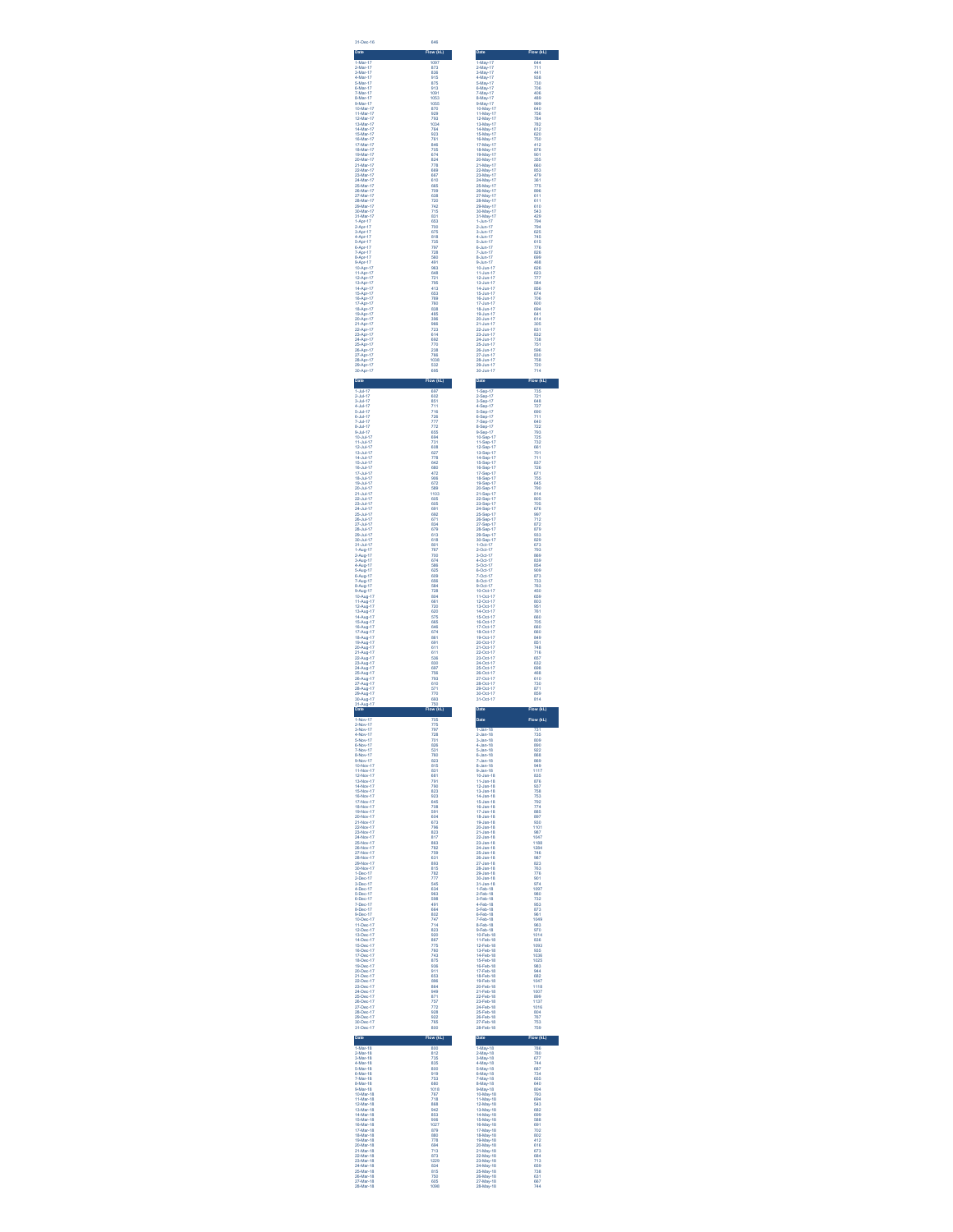| 31-Dec-16 | 646 |
|---|---|

| Date | Flow (kL) | Date | Flow (kL) |
|---|---|---|---|
| 1-Mar-17 | 1097 | 1-May-17 | 644 |
| 2-Mar-17 | 873 | 2-May-17 | 711 |
| 3-Mar-17 | 836 | 3-May-17 | 441 |
| 4-Mar-17 | 915 | 4-May-17 | 508 |
| 5-Mar-17 | 875 | 5-May-17 | 730 |
| 6-Mar-17 | 913 | 6-May-17 | 706 |
| 7-Mar-17 | 1091 | 7-May-17 | 406 |
| 8-Mar-17 | 1053 | 8-May-17 | 488 |
| 9-Mar-17 | 1055 | 9-May-17 | 909 |
| 10-Mar-17 | 870 | 10-May-17 | 640 |
| 11-Mar-17 | 828 | 11-May-17 | 756 |
| 12-Mar-17 | 793 | 12-May-17 | 764 |
| 13-Mar-17 | 1034 | 13-May-17 | 782 |
| 14-Mar-17 | 764 | 14-May-17 | 612 |
| 15-Mar-17 | 923 | 15-May-17 | 620 |
| 16-Mar-17 | 761 | 16-May-17 | 750 |
| 17-Mar-17 | 846 | 17-May-17 | 412 |
| 18-Mar-17 | 705 | 18-May-17 | 676 |
| 19-Mar-17 | 674 | 19-May-17 | 801 |
| 20-Mar-17 | 824 | 20-May-17 | 355 |
| 21-Mar-17 | 778 | 21-May-17 | 660 |
| 22-Mar-17 | 668 | 22-May-17 | 853 |
| 23-Mar-17 | 667 | 23-May-17 | 479 |
| 24-Mar-17 | 610 | 24-May-17 | 361 |
| 25-Mar-17 | 665 | 25-May-17 | 775 |
| 26-Mar-17 | 709 | 26-May-17 | 886 |
| 27-Mar-17 | 626 | 27-May-17 | 511 |
| 28-Mar-17 | 720 | 28-May-17 | 611 |
| 29-Mar-17 | 742 | 29-May-17 | 610 |
| 30-Mar-17 | 715 | 30-May-17 | 543 |
| 31-Mar-17 | 831 | 31-May-17 | 429 |
| 1-Apr-17 | 653 | 1-Jun-17 | 764 |
| 2-Apr-17 | 700 | 2-Jun-17 | 794 |
| 3-Apr-17 | 675 | 3-Jun-17 | 625 |
| 4-Apr-17 | 818 | 4-Jun-17 | 745 |
| 5-Apr-17 | 735 | 5-Jun-17 | 615 |
| 6-Apr-17 | 797 | 6-Jun-17 | 778 |
| 7-Apr-17 | 728 | 7-Jun-17 | 826 |
| 8-Apr-17 | 580 | 8-Jun-17 | 699 |
| 9-Apr-17 | 491 | 9-Jun-17 | 468 |
| 10-Apr-17 | 963 | 10-Jun-17 | 628 |
| 11-Apr-17 | 648 | 11-Jun-17 | 623 |
| 12-Apr-17 | 721 | 12-Jun-17 | 777 |
| 13-Apr-17 | 795 | 13-Jun-17 | 584 |
| 14-Apr-17 | 412 | 14-Jun-17 | 806 |
| 15-Apr-17 | 653 | 15-Jun-17 | 674 |
| 16-Apr-17 | 789 | 16-Jun-17 | 706 |
| 17-Apr-17 | 760 | 17-Jun-17 | 600 |
| 18-Apr-17 | 838 | 18-Jun-17 | 684 |
| 19-Apr-17 | 485 | 19-Jun-17 | 641 |
| 20-Apr-17 | 398 | 20-Jun-17 | 614 |
| 21-Apr-17 | 966 | 21-Jun-17 | 305 |
| 22-Apr-17 | 723 | 22-Jun-17 | 831 |
| 23-Apr-17 | 614 | 23-Jun-17 | 832 |
| 24-Apr-17 | 692 | 24-Jun-17 | 726 |
| 25-Apr-17 | 770 | 25-Jun-17 | 751 |
| 26-Apr-17 | 238 | 26-Jun-17 | 586 |
| 27-Apr-17 | 766 | 27-Jun-17 | 830 |
| 28-Apr-17 | 1038 | 28-Jun-17 | 758 |
| 29-Apr-17 | 532 | 29-Jun-17 | 720 |
| 30-Apr-17 | 666 | 30-Jun-17 | 714 |

| Date | Flow (kL) | Date | Flow (kL) |
|---|---|---|---|
| 1-Jul-17 | 667 | 1-Sep-17 | 725 |
| 2-Jul-17 | 602 | 2-Sep-17 | 721 |
| 3-Jul-17 | 651 | 3-Sep-17 | 648 |
| 4-Jul-17 | 711 | 4-Sep-17 | 727 |
| 5-Jul-17 | 716 | 5-Sep-17 | 680 |
| 6-Jul-17 | 726 | 6-Sep-17 | 711 |
| 7-Jul-17 | 777 | 7-Sep-17 | 640 |
| 8-Jul-17 | 772 | 8-Sep-17 | 722 |
| 9-Jul-17 | 655 | 9-Sep-17 | 793 |
| 10-Jul-17 | 684 | 10-Sep-17 | 725 |
| 11-Jul-17 | 731 | 11-Sep-17 | 732 |
| 12-Jul-17 | 608 | 12-Sep-17 | 661 |
| 13-Jul-17 | 627 | 13-Sep-17 | 701 |
| 14-Jul-17 | 778 | 14-Sep-17 | 711 |
| 15-Jul-17 | 642 | 15-Sep-17 | 837 |
| 16-Jul-17 | 680 | 16-Sep-17 | 726 |
| 17-Jul-17 | 472 | 17-Sep-17 | 671 |
| 18-Jul-17 | 906 | 18-Sep-17 | 755 |
| 19-Jul-17 | 672 | 19-Sep-17 | 645 |
| 20-Jul-17 | 589 | 20-Sep-17 | 760 |
| 21-Jul-17 | 1103 | 21-Sep-17 | 814 |
| 22-Jul-17 | 605 | 22-Sep-17 | 805 |
| 23-Jul-17 | 605 | 23-Sep-17 | 705 |
| 24-Jul-17 | 601 | 24-Sep-17 | 678 |
| 25-Jul-17 | 692 | 25-Sep-17 | 907 |
| 26-Jul-17 | 671 | 26-Sep-17 | 712 |
| 27-Jul-17 | 634 | 27-Sep-17 | 872 |
| 28-Jul-17 | 679 | 28-Sep-17 | 878 |
| 29-Jul-17 | 613 | 29-Sep-17 | 933 |
| 30-Jul-17 | 618 | 30-Sep-17 | 828 |
| 31-Jul-17 | 801 | 1-Oct-17 | 673 |
| 1-Aug-17 | 767 | 2-Oct-17 | 793 |
| 2-Aug-17 | 700 | 3-Oct-17 | 868 |
| 3-Aug-17 | 674 | 4-Oct-17 | 839 |
| 4-Aug-17 | 586 | 5-Oct-17 | 854 |
| 5-Aug-17 | 625 | 6-Oct-17 | 909 |
| 6-Aug-17 | 609 | 7-Oct-17 | 873 |
| 7-Aug-17 | 656 | 8-Oct-17 | 733 |
| 8-Aug-17 | 584 | 9-Oct-17 | 763 |
| 9-Aug-17 | 728 | 10-Oct-17 | 450 |
| 10-Aug-17 | 604 | 11-Oct-17 | 659 |
| 11-Aug-17 | 661 | 12-Oct-17 | 863 |
| 12-Aug-17 | 720 | 13-Oct-17 | 951 |
| 13-Aug-17 | 620 | 14-Oct-17 | 761 |
| 14-Aug-17 | 575 | 15-Oct-17 | 660 |
| 15-Aug-17 | 665 | 16-Oct-17 | 705 |
| 16-Aug-17 | 646 | 17-Oct-17 | 660 |
| 17-Aug-17 | 674 | 18-Oct-17 | 660 |
| 18-Aug-17 | 661 | 19-Oct-17 | 849 |
| 19-Aug-17 | 691 | 20-Oct-17 | 851 |
| 20-Aug-17 | 611 | 21-Oct-17 | 748 |
| 21-Aug-17 | 611 | 22-Oct-17 | 716 |
| 22-Aug-17 | 536 | 23-Oct-17 | 657 |
| 23-Aug-17 | 930 | 24-Oct-17 | 632 |
| 24-Aug-17 | 697 | 25-Oct-17 | 606 |
| 25-Aug-17 | 756 | 26-Oct-17 | 466 |
| 26-Aug-17 | 793 | 27-Oct-17 | 610 |
| 27-Aug-17 | 610 | 28-Oct-17 | 735 |
| 28-Aug-17 | 571 | 29-Oct-17 | 871 |
| 29-Aug-17 | 770 | 30-Oct-17 | 859 |
| 30-Aug-17 | 683 | 31-Oct-17 | 814 |
| 31-Aug-17 | 750 | | |

| Date | Flow (kL) | Date | Flow (kL) |
|---|---|---|---|
| 1-Nov-17 | 705 | 1-Jan-18 | 731 |
| 2-Nov-17 | 775 | 2-Jan-18 | 735 |
| 3-Nov-17 | 797 | 3-Jan-18 | 808 |
| 4-Nov-17 | 728 | 4-Jan-18 | 880 |
| 5-Nov-17 | 701 | 5-Jan-18 | 922 |
| 6-Nov-17 | 828 | 6-Jan-18 | 866 |
| 7-Nov-17 | 531 | 7-Jan-18 | 869 |
| 8-Nov-17 | 760 | 8-Jan-18 | 948 |
| 9-Nov-17 | 823 | 9-Jan-18 | 1117 |
| 10-Nov-17 | 815 | 10-Jan-18 | 935 |
| 11-Nov-17 | 821 | 11-Jan-18 | 876 |
| 12-Nov-17 | 681 | 12-Jan-18 | 937 |
| 13-Nov-17 | 791 | 13-Jan-18 | 758 |
| 14-Nov-17 | 790 | 14-Jan-18 | 753 |
| 15-Nov-17 | 823 | 15-Jan-18 | 792 |
| 16-Nov-17 | 923 | 16-Jan-18 | 774 |
| 17-Nov-17 | 645 | 17-Jan-18 | 980 |
| 18-Nov-17 | 708 | 18-Jan-18 | 897 |
| 19-Nov-17 | 594 | 19-Jan-18 | 930 |
| 20-Nov-17 | 629 | 20-Jan-18 | 1101 |
| 21-Nov-17 | 673 | 21-Jan-18 | 987 |
| 22-Nov-17 | 796 | 22-Jan-18 | 1047 |
| 23-Nov-17 | 823 | 23-Jan-18 | 1188 |
| 24-Nov-17 | 817 | 24-Jan-18 | 1284 |
| 25-Nov-17 | 863 | 25-Jan-18 | 746 |
| 26-Nov-17 | 782 | 26-Jan-18 | 967 |
| 27-Nov-17 | 759 | 27-Jan-18 | 823 |
| 28-Nov-17 | 831 | 28-Jan-18 | 783 |
| 29-Nov-17 | 893 | 29-Jan-18 | 776 |
| 30-Nov-17 | 815 | 30-Jan-18 | 901 |
| 1-Dec-17 | 782 | 31-Jan-18 | 974 |
| 2-Dec-17 | 777 | 1-Feb-18 | 1097 |
| 3-Dec-17 | 545 | 2-Feb-18 | 980 |
| 4-Dec-17 | 834 | 3-Feb-18 | 732 |
| 5-Dec-17 | 963 | 4-Feb-18 | 953 |
| 6-Dec-17 | 598 | 5-Feb-18 | 873 |
| 7-Dec-17 | 491 | 6-Feb-18 | 961 |
| 8-Dec-17 | 664 | 7-Feb-18 | 1049 |
| 9-Dec-17 | 932 | 8-Feb-18 | 983 |
| 10-Dec-17 | 747 | 9-Feb-18 | 970 |
| 11-Dec-17 | 714 | 10-Feb-18 | 1014 |
| 12-Dec-17 | 823 | 11-Feb-18 | 836 |
| 13-Dec-17 | 920 | 12-Feb-18 | 1093 |
| 14-Dec-17 | 867 | 13-Feb-18 | 935 |
| 15-Dec-17 | 775 | 14-Feb-18 | 1036 |
| 16-Dec-17 | 760 | 15-Feb-18 | 1025 |
| 17-Dec-17 | 743 | 16-Feb-18 | 963 |
| 18-Dec-17 | 675 | 17-Feb-18 | 944 |
| 19-Dec-17 | 936 | 18-Feb-18 | 882 |
| 20-Dec-17 | 911 | 19-Feb-18 | 1047 |
| 21-Dec-17 | 853 | 20-Feb-18 | 1118 |
| 22-Dec-17 | 886 | 21-Feb-18 | 1007 |
| 23-Dec-17 | 864 | 22-Feb-18 | 899 |
| 24-Dec-17 | 949 | 23-Feb-18 | 1137 |
| 25-Dec-17 | 871 | 24-Feb-18 | 1016 |
| 26-Dec-17 | 757 | 25-Feb-18 | 804 |
| 27-Dec-17 | 773 | 26-Feb-18 | 787 |
| 28-Dec-17 | 939 | 27-Feb-18 | 753 |
| 29-Dec-17 | 922 | 28-Feb-18 | 759 |
| 30-Dec-17 | 760 | | |
| 31-Dec-17 | 800 | | |

| Date | Flow (kL) | Date | Flow (kL) |
|---|---|---|---|
| 1-Mar-18 | 800 | 1-May-18 | 788 |
| 2-Mar-18 | 812 | 2-May-18 | 780 |
| 3-Mar-18 | 735 | 3-May-18 | 677 |
| 4-Mar-18 | 835 | 4-May-18 | 744 |
| 5-Mar-18 | 800 | 5-May-18 | 687 |
| 6-Mar-18 | 919 | 6-May-18 | 734 |
| 7-Mar-18 | 753 | 7-May-18 | 655 |
| 8-Mar-18 | 880 | 8-May-18 | 640 |
| 9-Mar-18 | 1018 | 9-May-18 | 804 |
| 10-Mar-18 | 767 | 10-May-18 | 763 |
| 11-Mar-18 | 718 | 11-May-18 | 604 |
| 12-Mar-18 | 868 | 12-May-18 | 543 |
| 13-Mar-18 | 942 | 13-May-18 | 682 |
| 14-Mar-18 | 852 | 14-May-18 | 699 |
| 15-Mar-18 | 906 | 15-May-18 | 588 |
| 16-Mar-18 | 1027 | 16-May-18 | 691 |
| 17-Mar-18 | 879 | 17-May-18 | 702 |
| 18-Mar-18 | 880 | 18-May-18 | 802 |
| 19-Mar-18 | 778 | 19-May-18 | 412 |
| 20-Mar-18 | 694 | 20-May-18 | 618 |
| 21-Mar-18 | 713 | 21-May-18 | 673 |
| 22-Mar-18 | 873 | 22-May-18 | 684 |
| 23-Mar-18 | 1229 | 23-May-18 | 713 |
| 24-Mar-18 | 834 | 24-May-18 | 659 |
| 25-Mar-18 | 815 | 25-May-18 | 738 |
| 26-Mar-18 | 750 | 26-May-18 | 631 |
| 27-Mar-18 | 805 | 27-May-18 | 667 |
| 28-Mar-18 | 1096 | 28-May-18 | 744 |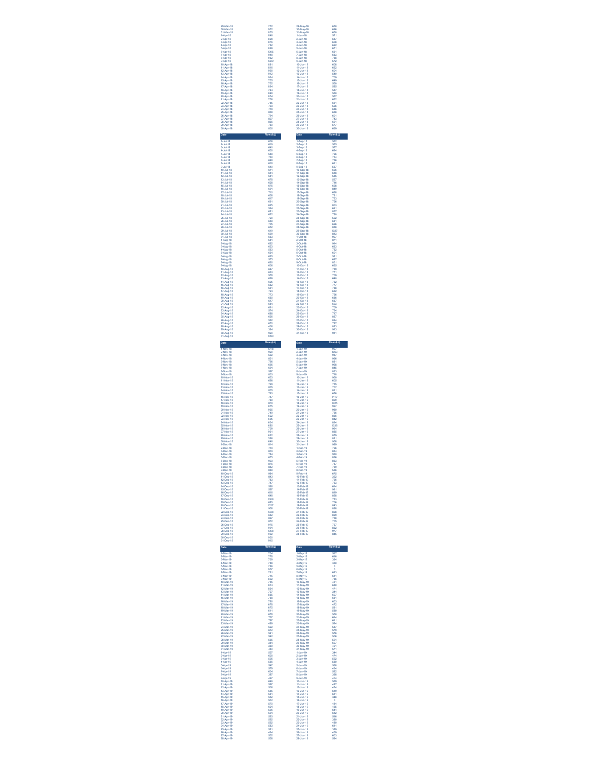| Date | Flow (kL) |
|---|---|
| 29-Mar-18 | 772 |
| 30-Mar-18 | 972 |
| 31-Mar-18 | 835 |
| 1-Apr-18 | 846 |
| 2-Apr-18 | 828 |
| 3-Apr-18 | 876 |
| 4-Apr-18 | 762 |
| 5-Apr-18 | 898 |
| 6-Apr-18 | 1005 |
| 7-Apr-18 | 948 |
| 8-Apr-18 | 962 |
| 9-Apr-18 | 1029 |
| 10-Apr-18 | 881 |
| 11-Apr-18 | 816 |
| 12-Apr-18 | 990 |
| 13-Apr-18 | 912 |
| 14-Apr-18 | 824 |
| 15-Apr-18 | 755 |
| 16-Apr-18 | 752 |
| 17-Apr-18 | 864 |
| 18-Apr-18 | 744 |
| 19-Apr-18 | 848 |
| 20-Apr-18 | 854 |
| 21-Apr-18 | 759 |
| 22-Apr-18 | 785 |
| 23-Apr-18 | 793 |
| 24-Apr-18 | 718 |
| 25-Apr-18 | 838 |
| 26-Apr-18 | 794 |
| 27-Apr-18 | 807 |
| 28-Apr-18 | 836 |
| 29-Apr-18 | 750 |
| 30-Apr-18 | 800 |

| Date | Flow (kL) |
|---|---|
| 29-May-18 | 650 |
| 30-May-18 | 696 |
| 31-May-18 | 650 |
| 1-Jun-18 | 571 |
| 2-Jun-18 | 667 |
| 3-Jun-18 | 608 |
| 4-Jun-18 | 622 |
| 5-Jun-18 | 671 |
| 6-Jun-18 | 661 |
| 7-Jun-18 | 633 |
| 8-Jun-18 | 738 |
| 9-Jun-18 | 572 |
| 10-Jun-18 | 606 |
| 11-Jun-18 | 622 |
| 12-Jun-18 | 604 |
| 13-Jun-18 | 540 |
| 14-Jun-18 | 709 |
| 15-Jun-18 | 649 |
| 16-Jun-18 | 550 |
| 17-Jun-18 | 585 |
| 18-Jun-18 | 587 |
| 19-Jun-18 | 560 |
| 20-Jun-18 | 567 |
| 21-Jun-18 | 662 |
| 22-Jun-18 | 661 |
| 23-Jun-18 | 526 |
| 24-Jun-18 | 586 |
| 25-Jun-18 | 666 |
| 26-Jun-18 | 601 |
| 27-Jun-18 | 743 |
| 28-Jun-18 | 621 |
| 29-Jun-18 | 577 |
| 30-Jun-18 | 669 |

| Date | Flow (kL) |
|---|---|
| 1-Jul-18 | 606 |
| 2-Jul-18 | 619 |
| 3-Jul-18 | 640 |
| 4-Jul-18 | 652 |
| 5-Jul-18 | 589 |
| 6-Jul-18 | 720 |
| 7-Jul-18 | 648 |
| 8-Jul-18 | 618 |
| 9-Jul-18 | 640 |
| 10-Jul-18 | 611 |
| 11-Jul-18 | 644 |
| 12-Jul-18 | 581 |
| 13-Jul-18 | 679 |
| 14-Jul-18 | 628 |
| 15-Jul-18 | 676 |
| 16-Jul-18 | 691 |
| 17-Jul-18 | 710 |
| 18-Jul-18 | 658 |
| 19-Jul-18 | 617 |
| 20-Jul-18 | 661 |
| 21-Jul-18 | 625 |
| 22-Jul-18 | 594 |
| 23-Jul-18 | 681 |
| 24-Jul-18 | 622 |
| 25-Jul-18 | 720 |
| 26-Jul-18 | 659 |
| 27-Jul-18 | 705 |
| 28-Jul-18 | 652 |
| 29-Jul-18 | 619 |
| 30-Jul-18 | 699 |
| 31-Jul-18 | 663 |
| 1-Aug-18 | 581 |
| 2-Aug-18 | 662 |
| 3-Aug-18 | 653 |
| 4-Aug-18 | 563 |
| 5-Aug-18 | 654 |
| 6-Aug-18 | 665 |
| 7-Aug-18 | 575 |
| 8-Aug-18 | 660 |
| 9-Aug-18 | 606 |
| 10-Aug-18 | 647 |
| 11-Aug-18 | 633 |
| 12-Aug-18 | 578 |
| 13-Aug-18 | 669 |
| 14-Aug-18 | 625 |
| 15-Aug-18 | 652 |
| 16-Aug-18 | 531 |
| 17-Aug-18 | 724 |
| 18-Aug-18 | 773 |
| 19-Aug-18 | 660 |
| 20-Aug-18 | 617 |
| 21-Aug-18 | 684 |
| 22-Aug-18 | 681 |
| 23-Aug-18 | 574 |
| 24-Aug-18 | 688 |
| 25-Aug-18 | 656 |
| 26-Aug-18 | 562 |
| 27-Aug-18 | 670 |
| 28-Aug-18 | 408 |
| 29-Aug-18 | 384 |
| 30-Aug-18 | 920 |
| 31-Aug-18 | 1090 |

| Date | Flow (kL) |
|---|---|
| 1-Sep-18 | 563 |
| 2-Sep-18 | 565 |
| 3-Sep-18 | 577 |
| 4-Sep-18 | 624 |
| 5-Sep-18 | 728 |
| 6-Sep-18 | 754 |
| 7-Sep-18 | 766 |
| 8-Sep-18 | 611 |
| 9-Sep-18 | 567 |
| 10-Sep-18 | 629 |
| 11-Sep-18 | 618 |
| 12-Sep-18 | 585 |
| 13-Sep-18 | 597 |
| 14-Sep-18 | 716 |
| 15-Sep-18 | 666 |
| 16-Sep-18 | 649 |
| 17-Sep-18 | 638 |
| 18-Sep-18 | 781 |
| 19-Sep-18 | 763 |
| 20-Sep-18 | 756 |
| 21-Sep-18 | 903 |
| 22-Sep-18 | 691 |
| 23-Sep-18 | 667 |
| 24-Sep-18 | 780 |
| 25-Sep-18 | 592 |
| 26-Sep-18 | 631 |
| 27-Sep-18 | 696 |
| 28-Sep-18 | 638 |
| 29-Sep-18 | 1027 |
| 30-Sep-18 | 813 |
| 1-Oct-18 | 907 |
| 2-Oct-18 | 671 |
| 3-Oct-18 | 914 |
| 4-Oct-18 | 633 |
| 5-Oct-18 | 732 |
| 6-Oct-18 | 601 |
| 7-Oct-18 | 581 |
| 8-Oct-18 | 667 |
| 9-Oct-18 | 651 |
| 10-Oct-18 | 665 |
| 11-Oct-18 | 739 |
| 12-Oct-18 | 771 |
| 13-Oct-18 | 709 |
| 14-Oct-18 | 640 |
| 15-Oct-18 | 762 |
| 16-Oct-18 | 777 |
| 17-Oct-18 | 738 |
| 18-Oct-18 | 662 |
| 19-Oct-18 | 726 |
| 20-Oct-18 | 636 |
| 21-Oct-18 | 637 |
| 22-Oct-18 | 693 |
| 23-Oct-18 | 709 |
| 24-Oct-18 | 764 |
| 25-Oct-18 | 717 |
| 26-Oct-18 | 637 |
| 27-Oct-18 | 624 |
| 28-Oct-18 | 727 |
| 29-Oct-18 | 823 |
| 30-Oct-18 | 913 |
| 31-Oct-18 | 911 |

| Date | Flow (kL) |
|---|---|
| 1-Nov-18 | 1018 |
| 2-Nov-18 | 920 |
| 3-Nov-18 | 592 |
| 4-Nov-18 | 651 |
| 5-Nov-18 | 766 |
| 6-Nov-18 | 695 |
| 7-Nov-18 | 694 |
| 8-Nov-18 | 597 |
| 9-Nov-18 | 803 |
| 10-Nov-18 | 653 |
| 11-Nov-18 | 698 |
| 12-Nov-18 | 729 |
| 13-Nov-18 | 805 |
| 14-Nov-18 | 805 |
| 15-Nov-18 | 793 |
| 16-Nov-18 | 747 |
| 17-Nov-18 | 769 |
| 18-Nov-18 | 879 |
| 19-Nov-18 | 875 |
| 20-Nov-18 | 935 |
| 21-Nov-18 | 749 |
| 22-Nov-18 | 622 |
| 23-Nov-18 | 656 |
| 24-Nov-18 | 634 |
| 25-Nov-18 | 680 |
| 26-Nov-18 | 709 |
| 27-Nov-18 | 931 |
| 28-Nov-18 | 822 |
| 29-Nov-18 | 596 |
| 30-Nov-18 | 846 |
| 1-Dec-18 | 814 |
| 2-Dec-18 | 716 |
| 3-Dec-18 | 619 |
| 4-Dec-18 | 784 |
| 5-Dec-18 | 675 |
| 6-Dec-18 | 903 |
| 7-Dec-18 | 876 |
| 8-Dec-18 | 942 |
| 9-Dec-18 | 869 |
| 10-Dec-18 | 984 |
| 11-Dec-18 | 943 |
| 12-Dec-18 | 752 |
| 13-Dec-18 | 747 |
| 14-Dec-18 | 588 |
| 15-Dec-18 | 597 |
| 16-Dec-18 | 616 |
| 17-Dec-18 | 648 |
| 18-Dec-18 | 1009 |
| 19-Dec-18 | 665 |
| 20-Dec-18 | 1027 |
| 21-Dec-18 | 958 |
| 22-Dec-18 | 1038 |
| 23-Dec-18 | 682 |
| 24-Dec-18 | 897 |
| 25-Dec-18 | 872 |
| 26-Dec-18 | 975 |
| 27-Dec-18 | 994 |
| 28-Dec-18 | 1068 |
| 29-Dec-18 | 992 |
| 30-Dec-18 | 950 |
| 31-Dec-18 | 915 |

| Date | Flow (kL) |
|---|---|
| 1-Jan-19 | 967 |
| 2-Jan-19 | 1063 |
| 3-Jan-19 | 987 |
| 4-Jan-19 | 966 |
| 5-Jan-19 | 881 |
| 6-Jan-19 | 928 |
| 7-Jan-19 | 845 |
| 8-Jan-19 | 833 |
| 9-Jan-19 | 718 |
| 10-Jan-19 | 950 |
| 11-Jan-19 | 605 |
| 12-Jan-19 | 765 |
| 13-Jan-19 | 707 |
| 14-Jan-19 | 811 |
| 15-Jan-19 | 678 |
| 16-Jan-19 | 1117 |
| 17-Jan-19 | 889 |
| 18-Jan-19 | 1025 |
| 19-Jan-19 | 997 |
| 20-Jan-19 | 930 |
| 21-Jan-19 | 786 |
| 22-Jan-19 | 854 |
| 23-Jan-19 | 842 |
| 24-Jan-19 | 694 |
| 25-Jan-19 | 1038 |
| 26-Jan-19 | 924 |
| 27-Jan-19 | 835 |
| 28-Jan-19 | 879 |
| 29-Jan-19 | 821 |
| 30-Jan-19 | 958 |
| 31-Jan-19 | 989 |
| 1-Feb-19 | 766 |
| 2-Feb-19 | 914 |
| 3-Feb-19 | 910 |
| 4-Feb-19 | 866 |
| 5-Feb-19 | 863 |
| 6-Feb-19 | 787 |
| 7-Feb-19 | 769 |
| 8-Feb-19 | 566 |
| 9-Feb-19 | 675 |
| 10-Feb-19 | 322 |
| 11-Feb-19 | 756 |
| 12-Feb-19 | 763 |
| 13-Feb-19 | 614 |
| 14-Feb-19 | 991 |
| 15-Feb-19 | 819 |
| 16-Feb-19 | 828 |
| 17-Feb-19 | 733 |
| 18-Feb-19 | 706 |
| 19-Feb-19 | 843 |
| 20-Feb-19 | 988 |
| 21-Feb-19 | 828 |
| 22-Feb-19 | 629 |
| 23-Feb-19 | 768 |
| 24-Feb-19 | 705 |
| 25-Feb-19 | 757 |
| 26-Feb-19 | 852 |
| 27-Feb-19 | 977 |
| 28-Feb-19 | 845 |

| Date | Flow (kL) |
|---|---|
| 1-Mar-19 | 704 |
| 2-Mar-19 | 778 |
| 3-Mar-19 | 739 |
| 4-Mar-19 | 788 |
| 5-Mar-19 | 766 |
| 6-Mar-19 | 657 |
| 7-Mar-19 | 761 |
| 8-Mar-19 | 715 |
| 9-Mar-19 | 802 |
| 10-Mar-19 | 755 |
| 11-Mar-19 | 814 |
| 12-Mar-19 | 834 |
| 13-Mar-19 | 727 |
| 14-Mar-19 | 803 |
| 15-Mar-19 | 768 |
| 16-Mar-19 | 790 |
| 17-Mar-19 | 678 |
| 18-Mar-19 | 675 |
| 19-Mar-19 | 611 |
| 20-Mar-19 | 678 |
| 21-Mar-19 | 737 |
| 22-Mar-19 | 797 |
| 23-Mar-19 | 489 |
| 24-Mar-19 | 522 |
| 25-Mar-19 | 612 |
| 26-Mar-19 | 541 |
| 27-Mar-19 | 542 |
| 28-Mar-19 | 535 |
| 29-Mar-19 | 364 |
| 30-Mar-19 | 369 |
| 31-Mar-19 | 440 |
| 1-Apr-19 | 527 |
| 2-Apr-19 | 600 |
| 3-Apr-19 | 505 |
| 4-Apr-19 | 569 |
| 5-Apr-19 | 547 |
| 6-Apr-19 | 579 |
| 7-Apr-19 | 604 |
| 8-Apr-19 | 367 |
| 9-Apr-19 | 427 |
| 10-Apr-19 | 646 |
| 11-Apr-19 | 597 |
| 12-Apr-19 | 558 |
| 13-Apr-19 | 505 |
| 14-Apr-19 | 561 |
| 15-Apr-19 | 582 |
| 16-Apr-19 | 512 |
| 17-Apr-19 | 576 |
| 18-Apr-19 | 624 |
| 19-Apr-19 | 586 |
| 20-Apr-19 | 584 |
| 21-Apr-19 | 593 |
| 22-Apr-19 | 592 |
| 23-Apr-19 | 592 |
| 24-Apr-19 | 583 |
| 25-Apr-19 | 561 |
| 26-Apr-19 | 464 |
| 27-Apr-19 | 552 |
| 28-Apr-19 | 558 |

| Date | Flow (kL) |
|---|---|
| 1-May-19 | 517 |
| 2-May-19 | 616 |
| 3-May-19 | 324 |
| 4-May-19 | 360 |
| 5-May-19 | 0 |
| 6-May-19 | 0 |
| 7-May-19 | 623 |
| 8-May-19 | 611 |
| 9-May-19 | 738 |
| 10-May-19 | 451 |
| 11-May-19 | 630 |
| 12-May-19 | 471 |
| 13-May-19 | 344 |
| 14-May-19 | 607 |
| 15-May-19 | 631 |
| 16-May-19 | 603 |
| 17-May-19 | 472 |
| 18-May-19 | 581 |
| 19-May-19 | 580 |
| 20-May-19 | 550 |
| 21-May-19 | 614 |
| 22-May-19 | 611 |
| 23-May-19 | 524 |
| 24-May-19 | 587 |
| 25-May-19 | 579 |
| 26-May-19 | 576 |
| 27-May-19 | 506 |
| 28-May-19 | 584 |
| 29-May-19 | 607 |
| 30-May-19 | 421 |
| 31-May-19 | 571 |
| 1-Jun-19 | 344 |
| 2-Jun-19 | 474 |
| 3-Jun-19 | 550 |
| 4-Jun-19 | 520 |
| 5-Jun-19 | 588 |
| 6-Jun-19 | 464 |
| 7-Jun-19 | 582 |
| 8-Jun-19 | 338 |
| 9-Jun-19 | 404 |
| 10-Jun-19 | 568 |
| 11-Jun-19 | 427 |
| 12-Jun-19 | 474 |
| 13-Jun-19 | 619 |
| 14-Jun-19 | 611 |
| 15-Jun-19 | 348 |
| 16-Jun-19 | 0 |
| 17-Jun-19 | 484 |
| 18-Jun-19 | 465 |
| 19-Jun-19 | 644 |
| 20-Jun-19 | 612 |
| 21-Jun-19 | 516 |
| 22-Jun-19 | 380 |
| 23-Jun-19 | 499 |
| 24-Jun-19 | 611 |
| 25-Jun-19 | 369 |
| 26-Jun-19 | 459 |
| 27-Jun-19 | 603 |
| 28-Jun-19 | 584 |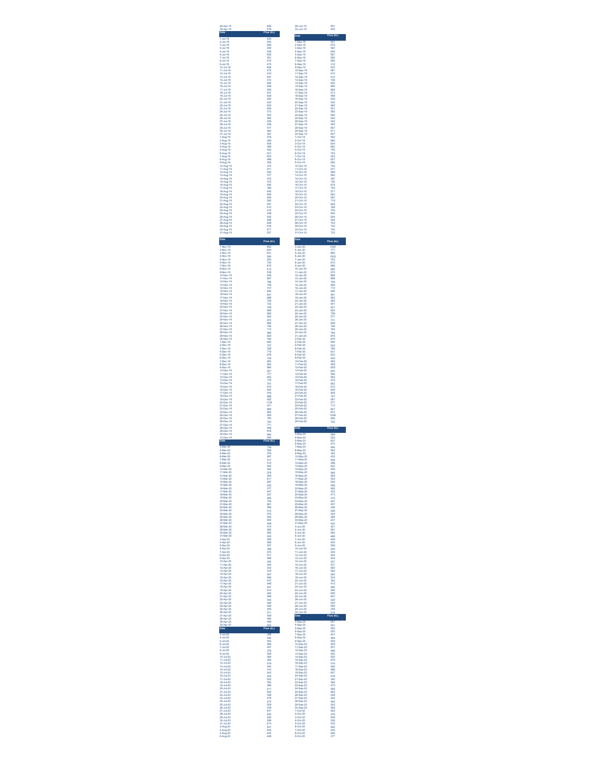| Date | Flow (kL) |
|---|---|
| 29-Apr-19 | 665 |
| 30-Apr-19 | 579 |

| Date | Flow (kL) |
|---|---|
| 1-Jul-19 | 424 |
| 2-Jul-19 | 500 |
| 3-Jul-19 | 584 |
| 4-Jul-19 | 390 |
| 5-Jul-19 | 538 |
| 6-Jul-19 | 606 |
| 7-Jul-19 | 381 |
| 8-Jul-19 | 475 |
| 9-Jul-19 | 475 |
| 10-Jul-19 | 606 |
| 11-Jul-19 | 375 |
| 12-Jul-19 | 433 |
| 13-Jul-19 | 591 |
| 14-Jul-19 | 372 |
| 15-Jul-19 | 460 |
| 16-Jul-19 | 509 |
| 17-Jul-19 | 384 |
| 18-Jul-19 | 407 |
| 19-Jul-19 | 638 |
| 20-Jul-19 | 380 |
| 21-Jul-19 | 422 |
| 22-Jul-19 | 602 |
| 23-Jul-19 | 490 |
| 24-Jul-19 | 573 |
| 25-Jul-19 | 503 |
| 26-Jul-19 | 580 |
| 27-Jul-19 | 429 |
| 28-Jul-19 | 528 |
| 29-Jul-19 | 477 |
| 30-Jul-19 | 462 |
| 31-Jul-19 | 591 |
| 1-Aug-19 | 578 |
| 2-Aug-19 | 484 |
| 3-Aug-19 | 609 |
| 4-Aug-19 | 368 |
| 5-Aug-19 | 454 |
| 6-Aug-19 | 521 |
| 7-Aug-19 | 604 |
| 8-Aug-19 | 488 |
| 9-Aug-19 | 593 |
| 10-Aug-19 | 372 |
| 11-Aug-19 | 471 |
| 12-Aug-19 | 632 |
| 13-Aug-19 | 377 |
| 14-Aug-19 | 470 |
| 15-Aug-19 | 575 |
| 16-Aug-19 | 460 |
| 17-Aug-19 | 346 |
| 18-Aug-19 | 492 |
| 19-Aug-19 | 465 |
| 20-Aug-19 | 494 |
| 21-Aug-19 | 580 |
| 22-Aug-19 | 591 |
| 23-Aug-19 | 410 |
| 24-Aug-19 | 416 |
| 25-Aug-19 | 399 |
| 26-Aug-19 | 560 |
| 27-Aug-19 | 568 |
| 28-Aug-19 | 608 |
| 29-Aug-19 | 536 |
| 30-Aug-19 | 677 |
| 31-Aug-19 | 527 |

| Date | Flow (kL) |
|---|---|
| 29-Jun-19 | 581 |
| 30-Jun-19 | 405 |

| Date | Flow (kL) |
|---|---|
| 1-Sep-19 | 541 |
| 2-Sep-19 | 675 |
| 3-Sep-19 | 587 |
| 4-Sep-19 | 644 |
| 5-Sep-19 | 657 |
| 6-Sep-19 | 565 |
| 7-Sep-19 | 580 |
| 8-Sep-19 | 312 |
| 9-Sep-19 | 633 |
| 10-Sep-19 | 581 |
| 11-Sep-19 | 612 |
| 12-Sep-19 | 514 |
| 13-Sep-19 | 706 |
| 14-Sep-19 | 602 |
| 15-Sep-19 | 460 |
| 16-Sep-19 | 684 |
| 17-Sep-19 | 573 |
| 18-Sep-19 | 489 |
| 19-Sep-19 | 638 |
| 20-Sep-19 | 502 |
| 21-Sep-19 | 565 |
| 22-Sep-19 | 501 |
| 23-Sep-19 | 565 |
| 24-Sep-19 | 560 |
| 25-Sep-19 | 544 |
| 26-Sep-19 | 534 |
| 27-Sep-19 | 592 |
| 28-Sep-19 | 667 |
| 29-Sep-19 | 571 |
| 30-Sep-19 | 547 |
| 1-Oct-19 | 582 |
| 2-Oct-19 | 685 |
| 3-Oct-19 | 624 |
| 4-Oct-19 | 662 |
| 5-Oct-19 | 705 |
| 6-Oct-19 | 753 |
| 7-Oct-19 | 523 |
| 8-Oct-19 | 627 |
| 9-Oct-19 | 654 |
| 10-Oct-19 | 742 |
| 11-Oct-19 | 677 |
| 12-Oct-19 | 569 |
| 13-Oct-19 | 560 |
| 14-Oct-19 | 397 |
| 15-Oct-19 | 730 |
| 16-Oct-19 | 674 |
| 17-Oct-19 | 753 |
| 18-Oct-19 | 571 |
| 19-Oct-19 | 563 |
| 20-Oct-19 | 567 |
| 21-Oct-19 | 719 |
| 22-Oct-19 | 644 |
| 23-Oct-19 | 769 |
| 24-Oct-19 | 725 |
| 25-Oct-19 | 604 |
| 26-Oct-19 | 624 |
| 27-Oct-19 | 544 |
| 28-Oct-19 | 743 |
| 29-Oct-19 | 732 |
| 30-Oct-19 | 740 |
| 31-Oct-19 | 723 |

| Date | Flow (kL) |
|---|---|
| 1-Nov-19 | 663 |
| 2-Nov-19 | 604 |
| 3-Nov-19 | 641 |
| 4-Nov-19 | 583 |
| 5-Nov-19 | 463 |
| 6-Nov-19 | 754 |
| 7-Nov-19 | 670 |
| 8-Nov-19 | 513 |
| 9-Nov-19 | 538 |
| 10-Nov-19 | 549 |
| 11-Nov-19 | 667 |
| 12-Nov-19 | 786 |
| 13-Nov-19 | 739 |
| 14-Nov-19 | 701 |
| 15-Nov-19 | 835 |
| 16-Nov-19 | 621 |
| 17-Nov-19 | 688 |
| 18-Nov-19 | 759 |
| 19-Nov-19 | 722 |
| 20-Nov-19 | 759 |
| 21-Nov-19 | 846 |
| 22-Nov-19 | 865 |
| 23-Nov-19 | 642 |
| 24-Nov-19 | 673 |
| 25-Nov-19 | 658 |
| 26-Nov-19 | 755 |
| 27-Nov-19 | 712 |
| 28-Nov-19 | 966 |
| 29-Nov-19 | 824 |
| 30-Nov-19 | 764 |
| 1-Dec-19 | 644 |
| 2-Dec-19 | 727 |
| 3-Dec-19 | 539 |
| 4-Dec-19 | 716 |
| 5-Dec-19 | 678 |
| 6-Dec-19 | 734 |
| 7-Dec-19 | 800 |
| 8-Dec-19 | 800 |
| 9-Dec-19 | 890 |
| 10-Dec-19 | 921 |
| 11-Dec-19 | 777 |
| 12-Dec-19 | 922 |
| 13-Dec-19 | 779 |
| 14-Dec-19 | 761 |
| 15-Dec-19 | 815 |
| 16-Dec-19 | 820 |
| 17-Dec-19 | 916 |
| 18-Dec-19 | 868 |
| 19-Dec-19 | 925 |
| 20-Dec-19 | 1136 |
| 21-Dec-19 | 971 |
| 22-Dec-19 | 865 |
| 23-Dec-19 | 863 |
| 24-Dec-19 | 905 |
| 25-Dec-19 | 766 |
| 26-Dec-19 | 763 |
| 27-Dec-19 | 771 |
| 28-Dec-19 | 848 |
| 29-Dec-19 | 879 |
| 30-Dec-19 | 880 |
| 31-Dec-19 | 945 |

| Date | Flow (kL) |
|---|---|
| 3-Jan-20 | 1040 |
| 4-Jan-20 | 777 |
| 5-Jan-20 | 860 |
| 6-Jan-20 | 1005 |
| 7-Jan-20 | 763 |
| 8-Jan-20 | 810 |
| 9-Jan-20 | 968 |
| 10-Jan-20 | 960 |
| 11-Jan-20 | 875 |
| 12-Jan-20 | 866 |
| 13-Jan-20 | 866 |
| 14-Jan-20 | 756 |
| 15-Jan-20 | 829 |
| 16-Jan-20 | 710 |
| 17-Jan-20 | 590 |
| 18-Jan-20 | 461 |
| 19-Jan-20 | 582 |
| 20-Jan-20 | 565 |
| 21-Jan-20 | 401 |
| 22-Jan-20 | 551 |
| 23-Jan-20 | 624 |
| 24-Jan-20 | 756 |
| 25-Jan-20 | 577 |
| 26-Jan-20 | 731 |
| 27-Jan-20 | 669 |
| 28-Jan-20 | 749 |
| 29-Jan-20 | 764 |
| 30-Jan-20 | 765 |
| 31-Jan-20 | 678 |
| 3-Feb-20 | 679 |
| 4-Feb-20 | 684 |
| 5-Feb-20 | 625 |
| 6-Feb-20 | 769 |
| 7-Feb-20 | 631 |
| 8-Feb-20 | 623 |
| 9-Feb-20 | 445 |
| 10-Feb-20 | 463 |
| 11-Feb-20 | 558 |
| 12-Feb-20 | 629 |
| 13-Feb-20 | 640 |
| 14-Feb-20 | 560 |
| 15-Feb-20 | 562 |
| 16-Feb-20 | 572 |
| 17-Feb-20 | 642 |
| 18-Feb-20 | 572 |
| 19-Feb-20 | 649 |
| 20-Feb-20 | 809 |
| 21-Feb-20 | 757 |
| 22-Feb-20 | 681 |
| 23-Feb-20 | 577 |
| 24-Feb-20 | 713 |
| 25-Feb-20 | 827 |
| 26-Feb-20 | 873 |
| 27-Feb-20 | 1026 |
| 28-Feb-20 | 908 |
| 29-Feb-20 | 762 |

| Date | Flow (kL) |
|---|---|
| 3-Mar-20 | 728 |
| 4-Mar-20 | 590 |
| 5-Mar-20 | 579 |
| 6-Mar-20 | 467 |
| 7-Mar-20 | 517 |
| 8-Mar-20 | 415 |
| 9-Mar-20 | 563 |
| 10-Mar-20 | 500 |
| 11-Mar-20 | 578 |
| 12-Mar-20 | 584 |
| 13-Mar-20 | 617 |
| 14-Mar-20 | 657 |
| 15-Mar-20 | 435 |
| 16-Mar-20 | 577 |
| 17-Mar-20 | 447 |
| 18-Mar-20 | 537 |
| 19-Mar-20 | 655 |
| 20-Mar-20 | 709 |
| 21-Mar-20 | 661 |
| 22-Mar-20 | 566 |
| 23-Mar-20 | 515 |
| 24-Mar-20 | 575 |
| 25-Mar-20 | 552 |
| 26-Mar-20 | 600 |
| 27-Mar-20 | 508 |
| 28-Mar-20 | 514 |
| 29-Mar-20 | 582 |
| 30-Mar-20 | 583 |
| 31-Mar-20 | 543 |
| 3-Apr-20 | 495 |
| 4-Apr-20 | 558 |
| 5-Apr-20 | 537 |
| 6-Apr-20 | 389 |
| 7-Apr-20 | 475 |
| 8-Apr-20 | 571 |
| 9-Apr-20 | 585 |
| 10-Apr-20 | 395 |
| 11-Apr-20 | 444 |
| 12-Apr-20 | 503 |
| 13-Apr-20 | 519 |
| 14-Apr-20 | 491 |
| 15-Apr-20 | 466 |
| 16-Apr-20 | 437 |
| 17-Apr-20 | 448 |
| 18-Apr-20 | 457 |
| 19-Apr-20 | 614 |
| 20-Apr-20 | 493 |
| 21-Apr-20 | 566 |
| 22-Apr-20 | 442 |
| 23-Apr-20 | 556 |
| 24-Apr-20 | 526 |
| 25-Apr-20 | 493 |
| 26-Apr-20 | 571 |
| 27-Apr-20 | 429 |
| 28-Apr-20 | 480 |
| 29-Apr-20 | 449 |
| 30-Apr-20 | 502 |

| Date | Flow (kL) |
|---|---|
| 3-May-20 | 584 |
| 4-May-20 | 520 |
| 5-May-20 | 607 |
| 6-May-20 | 570 |
| 7-May-20 | 490 |
| 8-May-20 | 562 |
| 9-May-20 | 302 |
| 10-May-20 | 422 |
| 11-May-20 | 556 |
| 12-May-20 | 396 |
| 13-May-20 | 323 |
| 14-May-20 | 459 |
| 15-May-20 | 466 |
| 16-May-20 | 565 |
| 17-May-20 | 502 |
| 18-May-20 | 504 |
| 19-May-20 | 556 |
| 20-May-20 | 465 |
| 21-May-20 | 535 |
| 22-May-20 | 473 |
| 23-May-20 | 375 |
| 24-May-20 | 447 |
| 25-May-20 | 557 |
| 26-May-20 | 436 |
| 27-May-20 | 528 |
| 28-May-20 | 534 |
| 29-May-20 | 389 |
| 30-May-20 | 437 |
| 31-May-20 | 520 |
| 3-Jun-20 | 421 |
| 4-Jun-20 | 561 |
| 5-Jun-20 | 560 |
| 6-Jun-20 | 466 |
| 7-Jun-20 | 449 |
| 8-Jun-20 | 450 |
| 9-Jun-20 | 559 |
| 10-Jun-20 | 545 |
| 11-Jun-20 | 445 |
| 12-Jun-20 | 424 |
| 13-Jun-20 | 424 |
| 14-Jun-20 | 257 |
| 15-Jun-20 | 437 |
| 16-Jun-20 | 560 |
| 17-Jun-20 | 560 |
| 18-Jun-20 | 560 |
| 19-Jun-20 | 524 |
| 20-Jun-20 | 362 |
| 21-Jun-20 | 415 |
| 22-Jun-20 | 485 |
| 23-Jun-20 | 595 |
| 24-Jun-20 | 595 |
| 25-Jun-20 | 467 |
| 26-Jun-20 | 528 |
| 27-Jun-20 | 529 |
| 28-Jun-20 | 595 |
| 29-Jun-20 | 309 |
| 30-Jun-20 | 419 |

| Date | Flow (kL) |
|---|---|
| 3-Jul-20 | 396 |
| 4-Jul-20 | 442 |
| 5-Jul-20 | 553 |
| 6-Jul-20 | 564 |
| 7-Jul-20 | 457 |
| 8-Jul-20 | 376 |
| 9-Jul-20 | 406 |
| 10-Jul-20 | 564 |
| 11-Jul-20 | 325 |
| 12-Jul-20 | 419 |
| 13-Jul-20 | 543 |
| 14-Jul-20 | 414 |
| 15-Jul-20 | 403 |
| 16-Jul-20 | 402 |
| 17-Jul-20 | 632 |
| 18-Jul-20 | 553 |
| 19-Jul-20 | 385 |
| 20-Jul-20 | 411 |
| 21-Jul-20 | 552 |
| 22-Jul-20 | 358 |
| 23-Jul-20 | 478 |
| 24-Jul-20 | 575 |
| 25-Jul-20 | 509 |
| 26-Jul-20 | 339 |
| 27-Jul-20 | 441 |
| 28-Jul-20 | 552 |
| 29-Jul-20 | 490 |
| 30-Jul-20 | 589 |
| 31-Jul-20 | 614 |
| 3-Aug-20 | 501 |
| 4-Aug-20 | 544 |
| 5-Aug-20 | 425 |
| 6-Aug-20 | 448 |

| Date | Flow (kL) |
|---|---|
| 3-Sep-20 | 547 |
| 4-Sep-20 | 551 |
| 5-Sep-20 | 550 |
| 6-Sep-20 | 550 |
| 7-Sep-20 | 441 |
| 8-Sep-20 | 464 |
| 9-Sep-20 | 439 |
| 10-Sep-20 | 459 |
| 11-Sep-20 | 551 |
| 12-Sep-20 | 468 |
| 13-Sep-20 | 550 |
| 14-Sep-20 | 550 |
| 15-Sep-20 | 679 |
| 16-Sep-20 | 514 |
| 17-Sep-20 | 492 |
| 18-Sep-20 | 586 |
| 19-Sep-20 | 607 |
| 20-Sep-20 | 578 |
| 21-Sep-20 | 340 |
| 22-Sep-20 | 364 |
| 23-Sep-20 | 475 |
| 24-Sep-20 | 569 |
| 25-Sep-20 | 462 |
| 26-Sep-20 | 506 |
| 27-Sep-20 | 344 |
| 28-Sep-20 | 462 |
| 29-Sep-20 | 543 |
| 30-Sep-20 | 556 |
| 1-Oct-20 | 554 |
| 2-Oct-20 | 476 |
| 3-Oct-20 | 509 |
| 4-Oct-20 | 536 |
| 5-Oct-20 | 532 |
| 6-Oct-20 | 464 |
| 7-Oct-20 | 535 |
| 8-Oct-20 | 546 |
| 9-Oct-20 | 377 |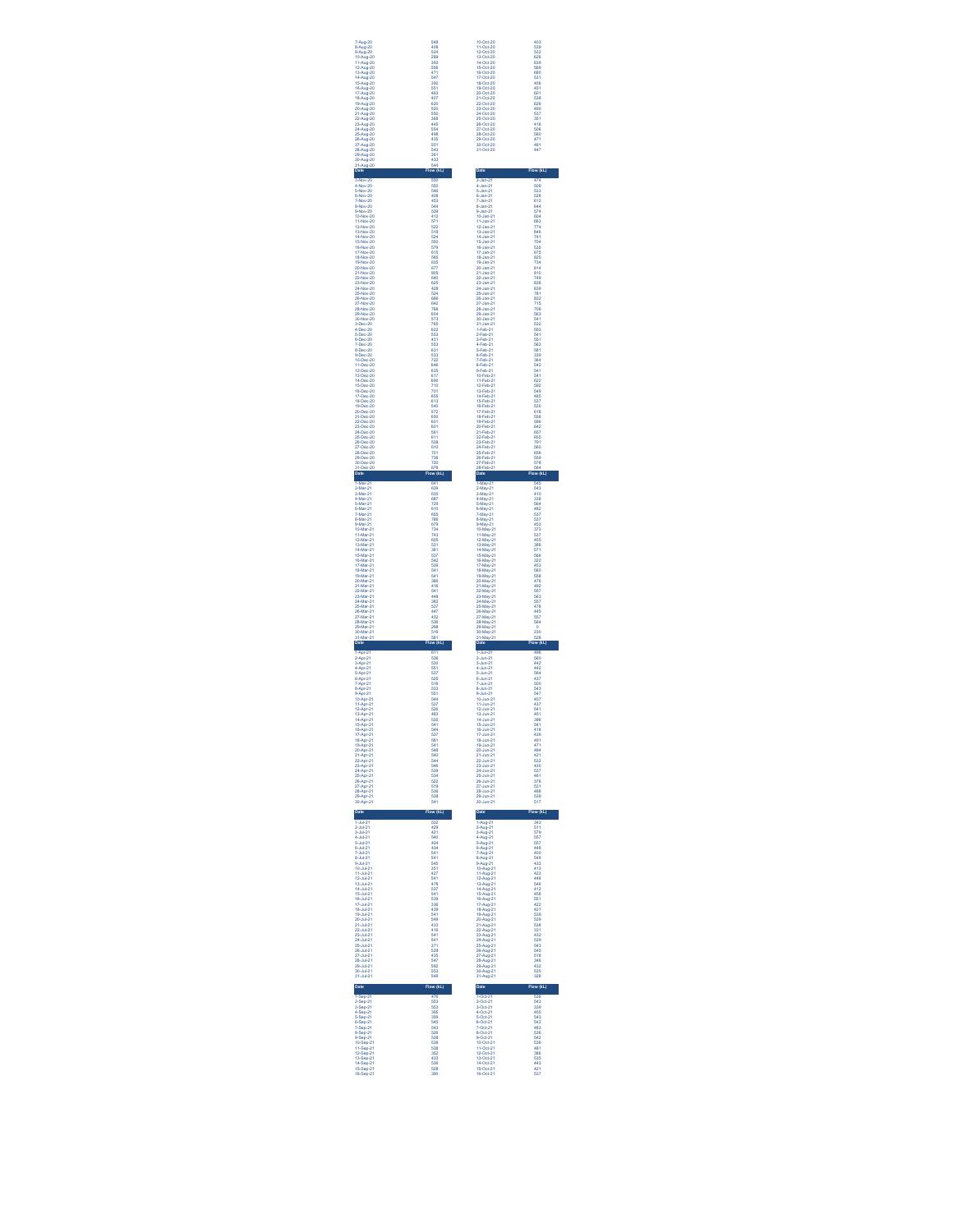| | | | |
|---|---|---|---|
| 7-Aug-20 | 548 | 10-Oct-20 | 403 |
| 8-Aug-20 | 408 | 11-Oct-20 | 539 |
| 9-Aug-20 | 524 | 12-Oct-20 | 532 |
| 10-Aug-20 | 289 | 13-Oct-20 | 628 |
| 11-Aug-20 | 393 | 14-Oct-20 | 639 |
| 12-Aug-20 | 558 | 15-Oct-20 | 569 |
| 13-Aug-20 | 471 | 16-Oct-20 | 660 |
| 14-Aug-20 | 547 | 17-Oct-20 | 531 |
| 15-Aug-20 | 392 | 18-Oct-20 | 458 |
| 16-Aug-20 | 551 | 19-Oct-20 | 451 |
| 17-Aug-20 | 463 | 20-Oct-20 | 601 |
| 18-Aug-20 | 407 | 21-Oct-20 | 538 |
| 19-Aug-20 | 620 | 22-Oct-20 | 628 |
| 20-Aug-20 | 535 | 23-Oct-20 | 460 |
| 21-Aug-20 | 550 | 24-Oct-20 | 537 |
| 22-Aug-20 | 368 | 25-Oct-20 | 351 |
| 23-Aug-20 | 445 | 26-Oct-20 | 416 |
| 24-Aug-20 | 554 | 27-Oct-20 | 506 |
| 25-Aug-20 | 498 | 28-Oct-20 | 580 |
| 26-Aug-20 | 435 | 29-Oct-20 | 471 |
| 27-Aug-20 | 551 | 30-Oct-20 | 481 |
| 28-Aug-20 | 543 | 31-Oct-20 | 447 |
| 29-Aug-20 | 361 | | |
| 30-Aug-20 | 433 | | |
| 31-Aug-20 | 544 | | |

| Date | Flow (kL) | Date | Flow (kL) |
|---|---|---|---|
| 3-Nov-20 | 550 | 3-Jan-21 | 474 |
| 4-Nov-20 | 550 | 4-Jan-21 | 509 |
| 5-Nov-20 | 546 | 5-Jan-21 | 533 |
| 6-Nov-20 | 408 | 6-Jan-21 | 528 |
| 7-Nov-20 | 453 | 7-Jan-21 | 613 |
| 8-Nov-20 | 544 | 8-Jan-21 | 644 |
| 9-Nov-20 | 539 | 9-Jan-21 | 574 |
| 10-Nov-20 | 412 | 10-Jan-21 | 604 |
| 11-Nov-20 | 571 | 11-Jan-21 | 663 |
| 12-Nov-20 | 522 | 12-Jan-21 | 774 |
| 13-Nov-20 | 518 | 13-Jan-21 | 846 |
| 14-Nov-20 | 524 | 14-Jan-21 | 741 |
| 15-Nov-20 | 550 | 15-Jan-21 | 704 |
| 16-Nov-20 | 579 | 16-Jan-21 | 535 |
| 17-Nov-20 | 615 | 17-Jan-21 | 675 |
| 18-Nov-20 | 585 | 18-Jan-21 | 625 |
| 19-Nov-20 | 635 | 19-Jan-21 | 734 |
| 20-Nov-20 | 677 | 20-Jan-21 | 814 |
| 21-Nov-20 | 605 | 21-Jan-21 | 810 |
| 22-Nov-20 | 640 | 22-Jan-21 | 749 |
| 23-Nov-20 | 625 | 23-Jan-21 | 636 |
| 24-Nov-20 | 428 | 24-Jan-21 | 639 |
| 25-Nov-20 | 524 | 25-Jan-21 | 761 |
| 26-Nov-20 | 666 | 26-Jan-21 | 832 |
| 27-Nov-20 | 642 | 27-Jan-21 | 715 |
| 28-Nov-20 | 768 | 28-Jan-21 | 706 |
| 29-Nov-20 | 604 | 29-Jan-21 | 563 |
| 30-Nov-20 | 573 | 30-Jan-21 | 541 |
| 3-Dec-20 | 765 | 31-Jan-21 | 532 |
| 4-Dec-20 | 622 | 1-Feb-21 | 593 |
| 5-Dec-20 | 553 | 2-Feb-21 | 541 |
| 6-Dec-20 | 431 | 3-Feb-21 | 551 |
| 7-Dec-20 | 553 | 4-Feb-21 | 563 |
| 8-Dec-20 | 631 | 5-Feb-21 | 581 |
| 9-Dec-20 | 533 | 6-Feb-21 | 339 |
| 10-Dec-20 | 722 | 7-Feb-21 | 364 |
| 11-Dec-20 | 646 | 8-Feb-21 | 542 |
| 12-Dec-20 | 635 | 9-Feb-21 | 541 |
| 13-Dec-20 | 617 | 10-Feb-21 | 541 |
| 14-Dec-20 | 690 | 11-Feb-21 | 622 |
| 15-Dec-20 | 710 | 12-Feb-21 | 560 |
| 16-Dec-20 | 701 | 13-Feb-21 | 549 |
| 17-Dec-20 | 655 | 14-Feb-21 | 465 |
| 18-Dec-20 | 613 | 15-Feb-21 | 537 |
| 19-Dec-20 | 540 | 16-Feb-21 | 530 |
| 20-Dec-20 | 572 | 17-Feb-21 | 618 |
| 21-Dec-20 | 650 | 18-Feb-21 | 556 |
| 22-Dec-20 | 601 | 19-Feb-21 | 596 |
| 23-Dec-20 | 601 | 20-Feb-21 | 642 |
| 24-Dec-20 | 561 | 21-Feb-21 | 657 |
| 25-Dec-20 | 611 | 22-Feb-21 | 655 |
| 26-Dec-20 | 538 | 23-Feb-21 | 791 |
| 27-Dec-20 | 610 | 24-Feb-21 | 560 |
| 28-Dec-20 | 701 | 25-Feb-21 | 656 |
| 29-Dec-20 | 738 | 26-Feb-21 | 559 |
| 30-Dec-20 | 720 | 27-Feb-21 | 578 |
| 31-Dec-20 | 678 | 28-Feb-21 | 584 |

| Date | Flow (kL) | Date | Flow (kL) |
|---|---|---|---|
| 1-Mar-21 | 641 | 1-May-21 | 545 |
| 2-Mar-21 | 639 | 2-May-21 | 543 |
| 3-Mar-21 | 635 | 3-May-21 | 410 |
| 4-Mar-21 | 687 | 4-May-21 | 338 |
| 5-Mar-21 | 729 | 5-May-21 | 564 |
| 6-Mar-21 | 610 | 6-May-21 | 482 |
| 7-Mar-21 | 655 | 7-May-21 | 537 |
| 8-Mar-21 | 786 | 8-May-21 | 537 |
| 9-Mar-21 | 679 | 9-May-21 | 453 |
| 10-Mar-21 | 734 | 10-May-21 | 373 |
| 11-Mar-21 | 743 | 11-May-21 | 537 |
| 12-Mar-21 | 605 | 12-May-21 | 455 |
| 13-Mar-21 | 531 | 13-May-21 | 388 |
| 14-Mar-21 | 361 | 14-May-21 | 571 |
| 15-Mar-21 | 537 | 15-May-21 | 566 |
| 16-Mar-21 | 542 | 16-May-21 | 322 |
| 17-Mar-21 | 539 | 17-May-21 | 453 |
| 18-Mar-21 | 541 | 18-May-21 | 560 |
| 19-Mar-21 | 541 | 19-May-21 | 558 |
| 20-Mar-21 | 388 | 20-May-21 | 476 |
| 21-Mar-21 | 416 | 21-May-21 | 492 |
| 22-Mar-21 | 541 | 22-May-21 | 557 |
| 23-Mar-21 | 448 | 23-May-21 | 563 |
| 24-Mar-21 | 382 | 24-May-21 | 557 |
| 25-Mar-21 | 537 | 25-May-21 | 476 |
| 26-Mar-21 | 447 | 26-May-21 | 445 |
| 27-Mar-21 | 432 | 27-May-21 | 557 |
| 28-Mar-21 | 536 | 28-May-21 | 564 |
| 29-Mar-21 | 268 | 29-May-21 | 0 |
| 30-Mar-21 | 516 | 30-May-21 | 230 |
| 31-Mar-21 | 581 | 31-May-21 | 528 |

| Date | Flow (kL) | Date | Flow (kL) |
|---|---|---|---|
| 1-Apr-21 | 611 | 1-Jun-21 | 496 |
| 2-Apr-21 | 536 | 2-Jun-21 | 560 |
| 3-Apr-21 | 530 | 3-Jun-21 | 442 |
| 4-Apr-21 | 551 | 4-Jun-21 | 442 |
| 5-Apr-21 | 537 | 5-Jun-21 | 564 |
| 6-Apr-21 | 525 | 6-Jun-21 | 437 |
| 7-Apr-21 | 518 | 7-Jun-21 | 500 |
| 8-Apr-21 | 533 | 8-Jun-21 | 543 |
| 9-Apr-21 | 551 | 9-Jun-21 | 547 |
| 10-Apr-21 | 544 | 10-Jun-21 | 457 |
| 11-Apr-21 | 537 | 11-Jun-21 | 437 |
| 12-Apr-21 | 526 | 12-Jun-21 | 541 |
| 13-Apr-21 | 483 | 13-Jun-21 | 451 |
| 14-Apr-21 | 535 | 14-Jun-21 | 396 |
| 15-Apr-21 | 541 | 15-Jun-21 | 541 |
| 16-Apr-21 | 544 | 16-Jun-21 | 418 |
| 17-Apr-21 | 537 | 17-Jun-21 | 439 |
| 18-Apr-21 | 581 | 18-Jun-21 | 491 |
| 19-Apr-21 | 541 | 19-Jun-21 | 471 |
| 20-Apr-21 | 548 | 20-Jun-21 | 484 |
| 21-Apr-21 | 540 | 21-Jun-21 | 421 |
| 22-Apr-21 | 544 | 22-Jun-21 | 532 |
| 23-Apr-21 | 546 | 23-Jun-21 | 430 |
| 24-Apr-21 | 539 | 24-Jun-21 | 537 |
| 25-Apr-21 | 534 | 25-Jun-21 | 461 |
| 26-Apr-21 | 522 | 26-Jun-21 | 378 |
| 27-Apr-21 | 519 | 27-Jun-21 | 531 |
| 28-Apr-21 | 538 | 28-Jun-21 | 466 |
| 29-Apr-21 | 538 | 29-Jun-21 | 539 |
| 30-Apr-21 | 541 | 30-Jun-21 | 517 |

| Date | Flow (kL) | Date | Flow (kL) |
|---|---|---|---|
| 1-Jul-21 | 532 | 1-Aug-21 | 343 |
| 2-Jul-21 | 429 | 2-Aug-21 | 511 |
| 3-Jul-21 | 421 | 3-Aug-21 | 579 |
| 4-Jul-21 | 540 | 4-Aug-21 | 557 |
| 5-Jul-21 | 424 | 5-Aug-21 | 557 |
| 6-Jul-21 | 434 | 6-Aug-21 | 448 |
| 7-Jul-21 | 541 | 7-Aug-21 | 400 |
| 8-Jul-21 | 541 | 8-Aug-21 | 549 |
| 9-Jul-21 | 545 | 9-Aug-21 | 433 |
| 10-Jul-21 | 351 | 10-Aug-21 | 413 |
| 11-Jul-21 | 427 | 11-Aug-21 | 422 |
| 12-Jul-21 | 541 | 12-Aug-21 | 448 |
| 13-Jul-21 | 478 | 13-Aug-21 | 548 |
| 14-Jul-21 | 537 | 14-Aug-21 | 412 |
| 15-Jul-21 | 541 | 15-Aug-21 | 458 |
| 16-Jul-21 | 539 | 16-Aug-21 | 551 |
| 17-Jul-21 | 336 | 17-Aug-21 | 422 |
| 18-Jul-21 | 439 | 18-Aug-21 | 421 |
| 19-Jul-21 | 541 | 19-Aug-21 | 539 |
| 20-Jul-21 | 549 | 20-Aug-21 | 529 |
| 21-Jul-21 | 433 | 21-Aug-21 | 538 |
| 22-Jul-21 | 416 | 22-Aug-21 | 331 |
| 23-Jul-21 | 541 | 23-Aug-21 | 432 |
| 24-Jul-21 | 541 | 24-Aug-21 | 539 |
| 25-Jul-21 | 371 | 25-Aug-21 | 543 |
| 26-Jul-21 | 529 | 26-Aug-21 | 545 |
| 27-Jul-21 | 435 | 27-Aug-21 | 518 |
| 28-Jul-21 | 547 | 28-Aug-21 | 346 |
| 29-Jul-21 | 592 | 29-Aug-21 | 432 |
| 30-Jul-21 | 553 | 30-Aug-21 | 535 |
| 31-Jul-21 | 548 | 31-Aug-21 | 328 |

| Date | Flow (kL) | Date | Flow (kL) |
|---|---|---|---|
| 1-Sep-21 | 476 | 1-Oct-21 | 526 |
| 2-Sep-21 | 503 | 2-Oct-21 | 543 |
| 3-Sep-21 | 553 | 3-Oct-21 | 339 |
| 4-Sep-21 | 395 | 4-Oct-21 | 455 |
| 5-Sep-21 | 359 | 5-Oct-21 | 543 |
| 6-Sep-21 | 545 | 6-Oct-21 | 543 |
| 7-Sep-21 | 543 | 7-Oct-21 | 463 |
| 8-Sep-21 | 526 | 8-Oct-21 | 536 |
| 9-Sep-21 | 538 | 9-Oct-21 | 542 |
| 10-Sep-21 | 538 | 10-Oct-21 | 536 |
| 11-Sep-21 | 538 | 11-Oct-21 | 481 |
| 12-Sep-21 | 352 | 12-Oct-21 | 366 |
| 13-Sep-21 | 433 | 13-Oct-21 | 535 |
| 14-Sep-21 | 538 | 14-Oct-21 | 443 |
| 15-Sep-21 | 528 | 15-Oct-21 | 421 |
| 16-Sep-21 | 390 | 16-Oct-21 | 537 |